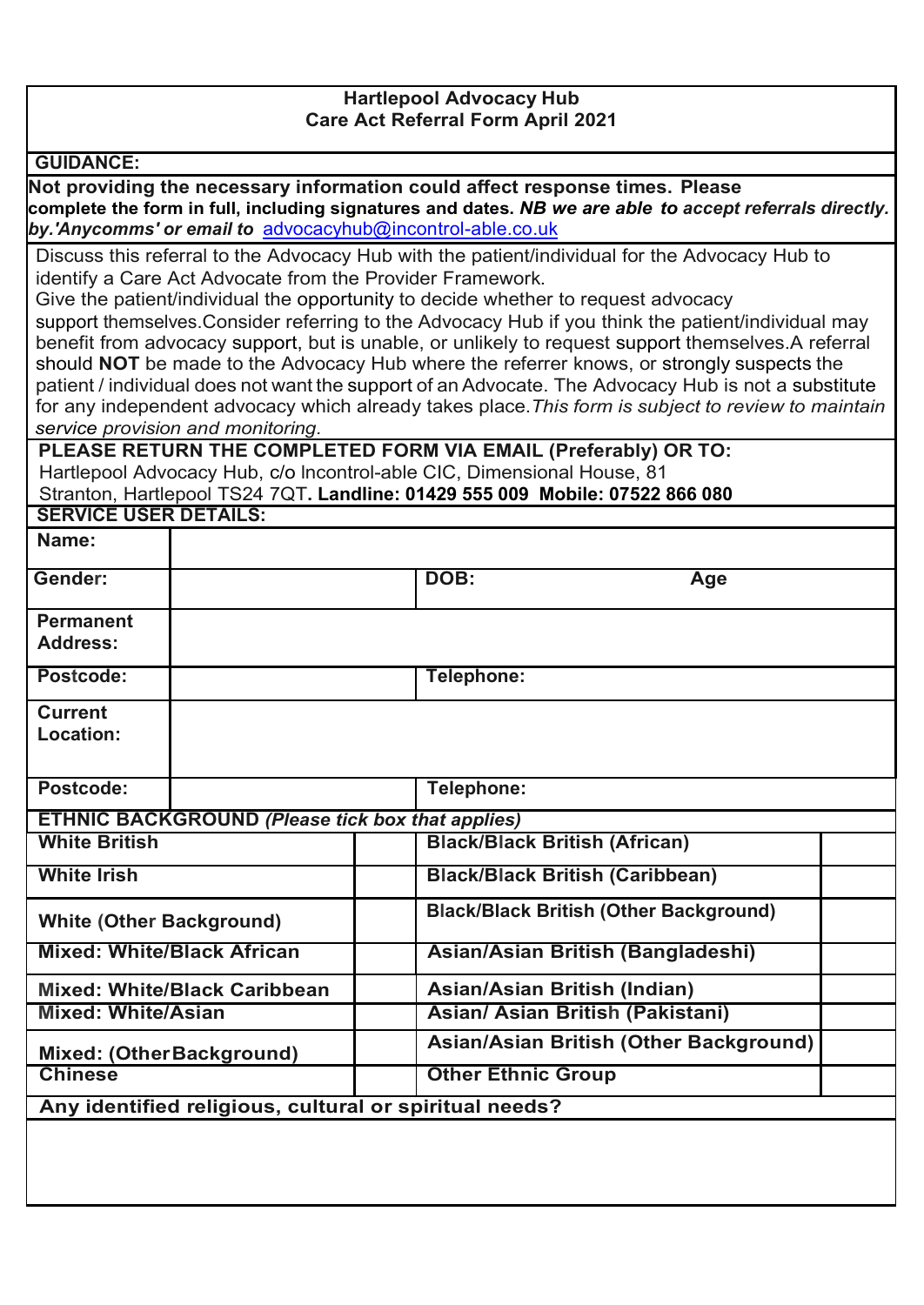**Hartlepool Advocacy Hub**
**Care Act Referral Form April 2021**

**GUIDANCE:**

**Not providing the necessary information could affect response times. Please complete the form in full, including signatures and dates.** ***NB we are able to accept referrals directly. by.'Anycomms' or email to*** [advocacyhub@incontrol-able.co.uk](mailto:advocacyhub@incontrol-able.co.uk)

Discuss this referral to the Advocacy Hub with the patient/individual for the Advocacy Hub to identify a Care Act Advocate from the Provider Framework.
Give the patient/individual the opportunity to decide whether to request advocacy support themselves.Consider referring to the Advocacy Hub if you think the patient/individual may benefit from advocacy support, but is unable, or unlikely to request support themselves.A referral should **NOT** be made to the Advocacy Hub where the referrer knows, or strongly suspects the patient / individual does not want the support of an Advocate. The Advocacy Hub is not a substitute for any independent advocacy which already takes place.*This form is subject to review to maintain service provision and monitoring.*

**PLEASE RETURN THE COMPLETED FORM VIA EMAIL (Preferably) OR TO:**
Hartlepool Advocacy Hub, c/o Incontrol-able CIC, Dimensional House, 81 Stranton, Hartlepool TS24 7QT**. Landline: 01429 555 009 Mobile: 07522 866 080**

**SERVICE USER DETAILS:**

| **Name:** | | | |
|---|---|---|---|
| **Gender:** | | **DOB:** | **Age** |
| **Permanent Address:** | | | |
| **Postcode:** | | **Telephone:** | |
| **Current Location:** | | | |
| **Postcode:** | | **Telephone:** | |

**ETHNIC BACKGROUND** ***(Please tick box that applies)***

| | | | |
|---|---|---|---|
| **White British** | | **Black/Black British (African)** | |
| **White Irish** | | **Black/Black British (Caribbean)** | |
| **White (Other Background)** | | **Black/Black British (Other Background)** | |
| **Mixed: White/Black African** | | **Asian/Asian British (Bangladeshi)** | |
| **Mixed: White/Black Caribbean** | | **Asian/Asian British (Indian)** | |
| **Mixed: White/Asian** | | **Asian/ Asian British (Pakistani)** | |
| **Mixed: (Other Background)** | | **Asian/Asian British (Other Background)** | |
| **Chinese** | | **Other Ethnic Group** | |

**Any identified religious, cultural or spiritual needs?**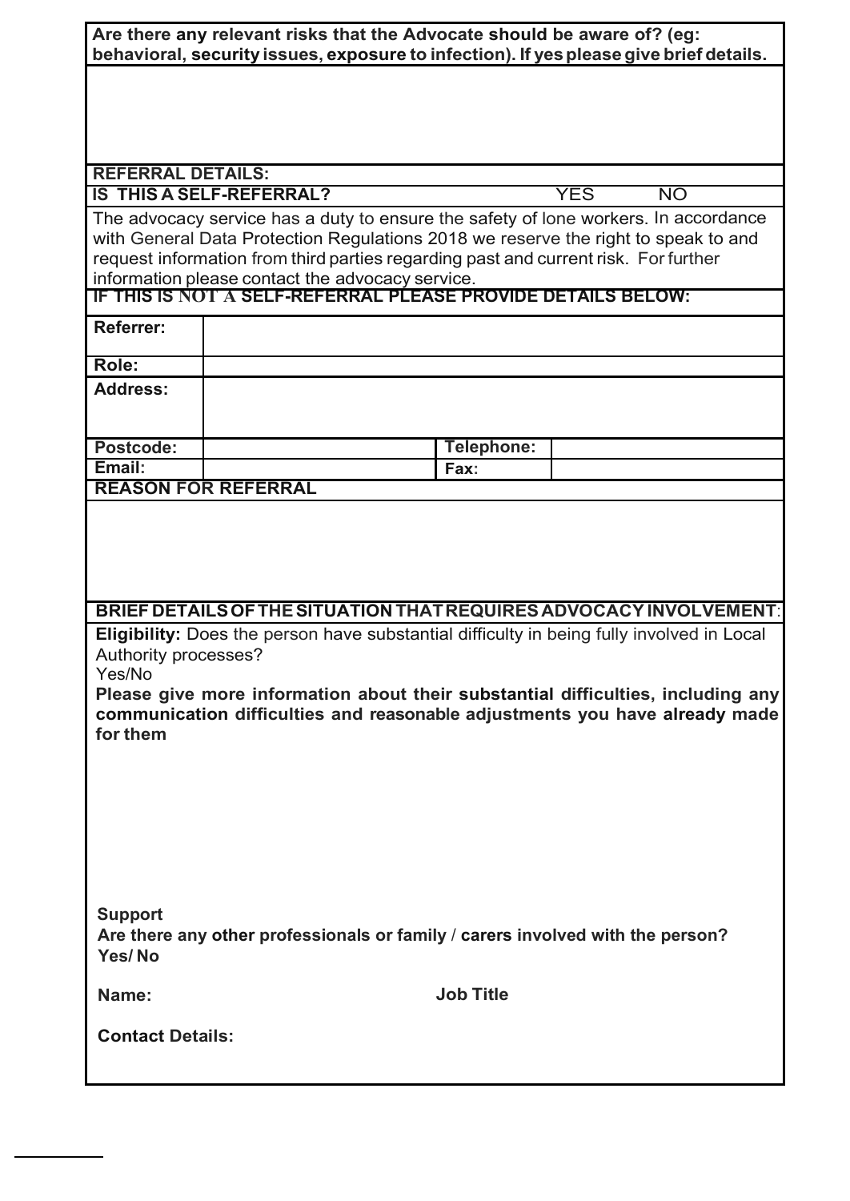**Are there any relevant risks that the Advocate should be aware of? (eg: behavioral, security issues, exposure to infection). If yes please give brief details.**

**REFERRAL DETAILS:**

**IS THIS A SELF-REFERRAL?** YES NO

The advocacy service has a duty to ensure the safety of lone workers. In accordance with General Data Protection Regulations 2018 we reserve the right to speak to and request information from third parties regarding past and current risk. For further information please contact the advocacy service.

**IF THIS IS NOT A SELF-REFERRAL PLEASE PROVIDE DETAILS BELOW:**

| | | | |
|---|---|---|---|
| **Referrer:** | | | |
| **Role:** | | | |
| **Address:** | | | |
| **Postcode:** | | **Telephone:** | |
| **Email:** | | **Fax:** | |

**REASON FOR REFERRAL**

**BRIEF DETAILS OF THE SITUATION THAT REQUIRES ADVOCACY INVOLVEMENT:**

**Eligibility:** Does the person have substantial difficulty in being fully involved in Local Authority processes?

Yes/No

**Please give more information about their substantial difficulties, including any communication difficulties and reasonable adjustments you have already made for them**

**Support**

**Are there any other professionals or family / carers involved with the person?**

**Yes/ No**

**Name:** **Job Title**

**Contact Details:**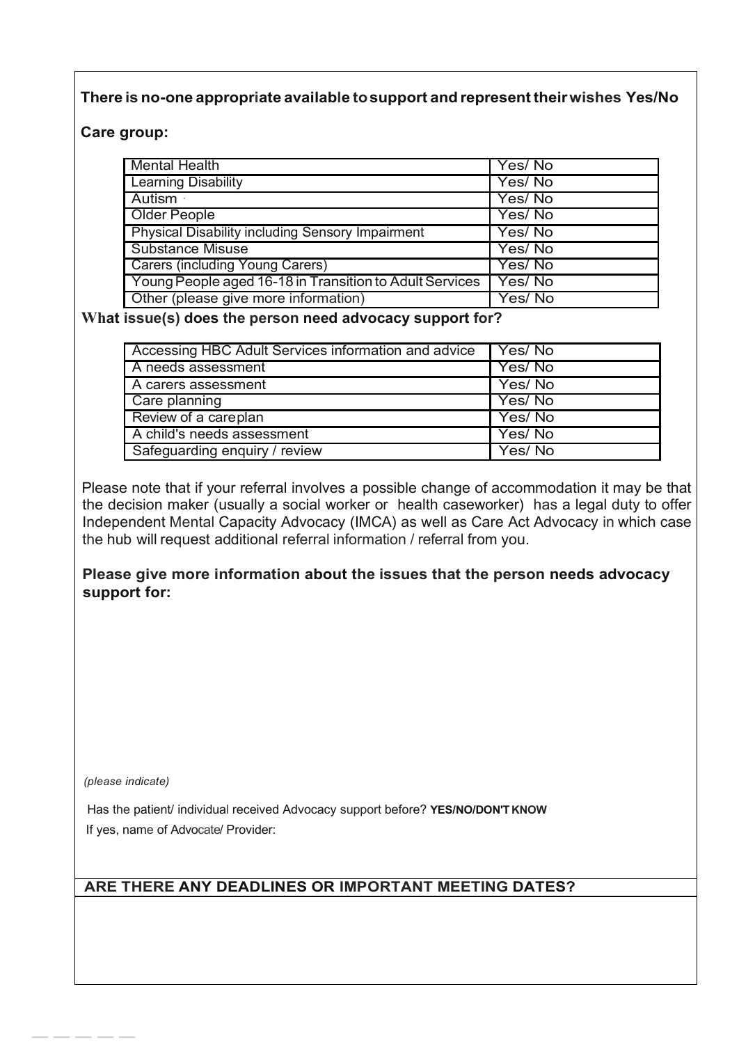**There is no-one appropriate available to support and represent their wishes Yes/No**

**Care group:**

| | |
|---|---|
| Mental Health | Yes/ No |
| Learning Disability | Yes/ No |
| Autism | Yes/ No |
| Older People | Yes/ No |
| Physical Disability including Sensory Impairment | Yes/ No |
| Substance Misuse | Yes/ No |
| Carers (including Young Carers) | Yes/ No |
| Young People aged 16-18 in Transition to Adult Services | Yes/ No |
| Other (please give more information) | Yes/ No |

**What issue(s) does the person need advocacy support for?**

| | |
|---|---|
| Accessing HBC Adult Services information and advice | Yes/ No |
| A needs assessment | Yes/ No |
| A carers assessment | Yes/ No |
| Care planning | Yes/ No |
| Review of a careplan | Yes/ No |
| A child's needs assessment | Yes/ No |
| Safeguarding enquiry / review | Yes/ No |

Please note that if your referral involves a possible change of accommodation it may be that the decision maker (usually a social worker or health caseworker) has a legal duty to offer Independent Mental Capacity Advocacy (IMCA) as well as Care Act Advocacy in which case the hub will request additional referral information / referral from you.

**Please give more information about the issues that the person needs advocacy support for:**

*(please indicate)*

Has the patient/ individual received Advocacy support before? **YES/NO/DON'T KNOW**

If yes, name of Advocate/ Provider:

**ARE THERE ANY DEADLINES OR IMPORTANT MEETING DATES?**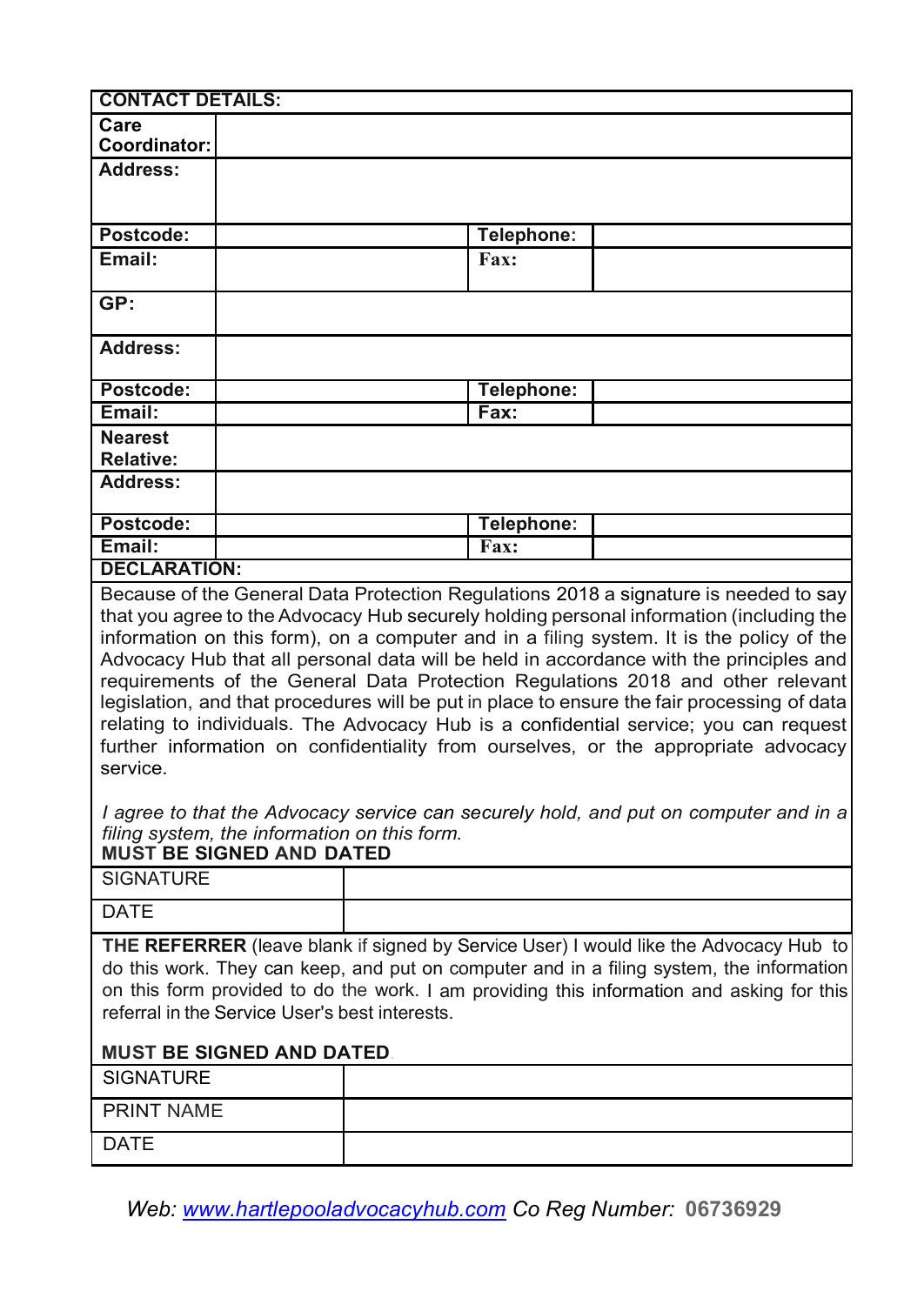| CONTACT DETAILS: | | | |
|---|---|---|---|
| Care Coordinator: | | | |
| Address: | | | |
| Postcode: | | Telephone: | |
| Email: | | Fax: | |
| GP: | | | |
| Address: | | | |
| Postcode: | | Telephone: | |
| Email: | | Fax: | |
| Nearest Relative: | | | |
| Address: | | | |
| Postcode: | | Telephone: | |
| Email: | | Fax: | |

**DECLARATION:**

Because of the General Data Protection Regulations 2018 a signature is needed to say that you agree to the Advocacy Hub securely holding personal information (including the information on this form), on a computer and in a filing system. It is the policy of the Advocacy Hub that all personal data will be held in accordance with the principles and requirements of the General Data Protection Regulations 2018 and other relevant legislation, and that procedures will be put in place to ensure the fair processing of data relating to individuals. The Advocacy Hub is a confidential service; you can request further information on confidentiality from ourselves, or the appropriate advocacy service.

*I agree to that the Advocacy service can securely hold, and put on computer and in a filing system, the information on this form.*

**MUST BE SIGNED AND DATED**

| | |
|---|---|
| SIGNATURE | |
| DATE | |

**THE REFERRER** (leave blank if signed by Service User) I would like the Advocacy Hub to do this work. They can keep, and put on computer and in a filing system, the information on this form provided to do the work. I am providing this information and asking for this referral in the Service User's best interests.

**MUST BE SIGNED AND DATED**

| | |
|---|---|
| SIGNATURE | |
| PRINT NAME | |
| DATE | |

*Web: [www.hartlepooladvocacyhub.com](http://www.hartlepooladvocacyhub.com) Co Reg Number:* **06736929**